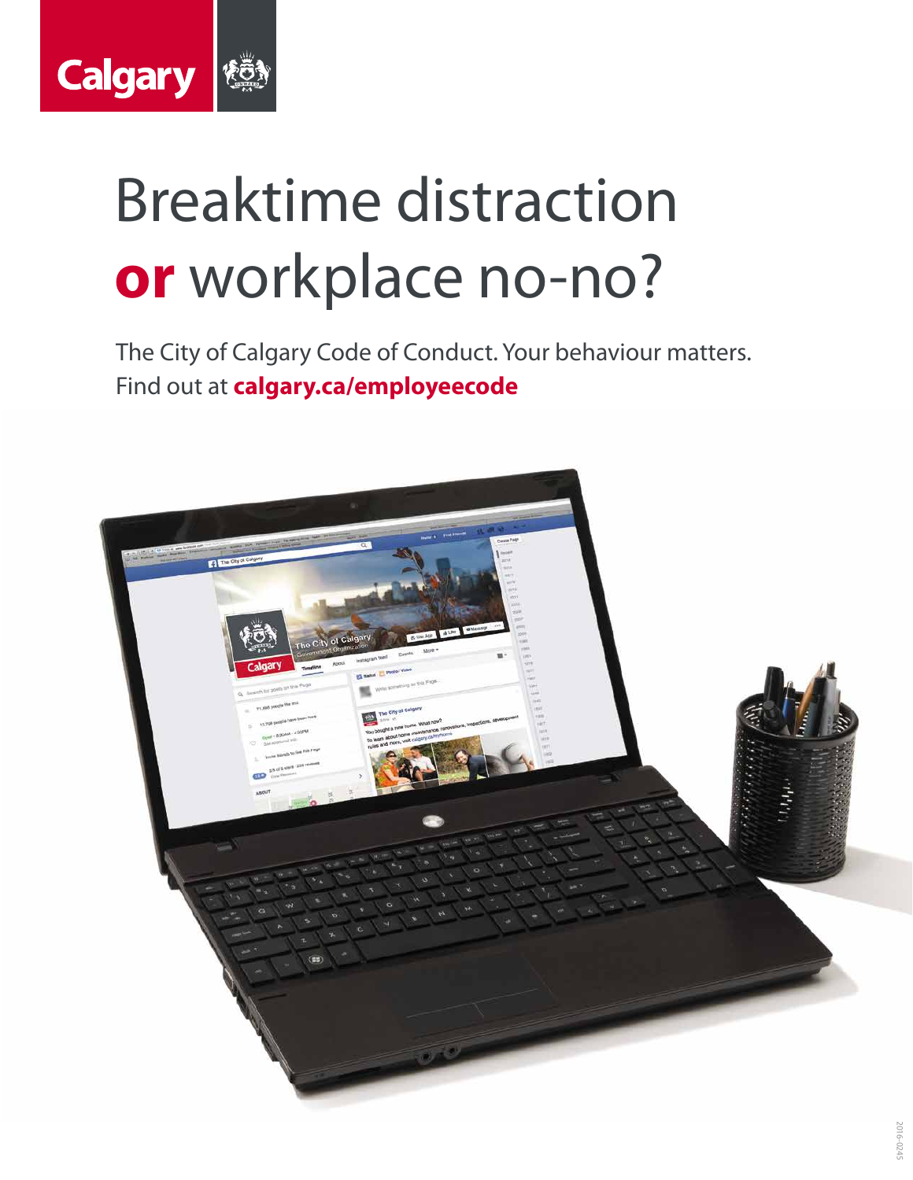Calgary

# Breaktime distraction **or** workplace no-no?

The City of Calgary Code of Conduct. Your behaviour matters.
Find out at **calgary.ca/employeecode**

2016-0245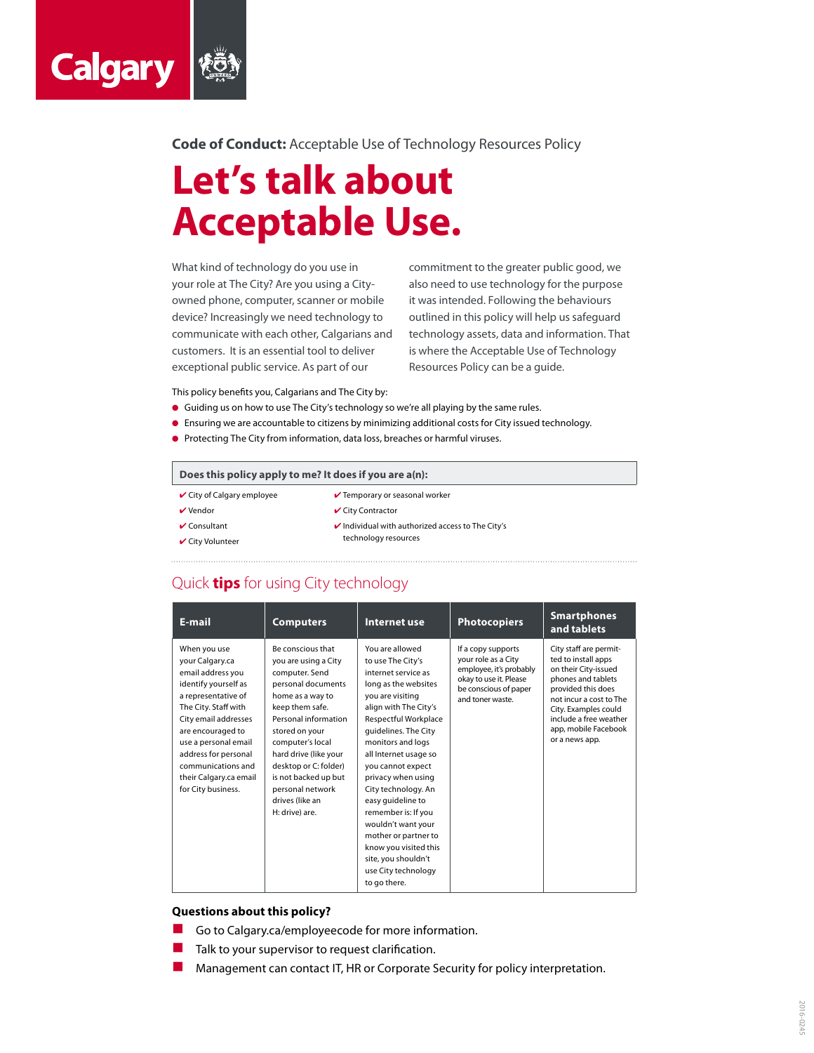**Code of Conduct:** Acceptable Use of Technology Resources Policy

# Let's talk about Acceptable Use.

What kind of technology do you use in your role at The City? Are you using a City-owned phone, computer, scanner or mobile device? Increasingly we need technology to communicate with each other, Calgarians and customers. It is an essential tool to deliver exceptional public service. As part of our commitment to the greater public good, we also need to use technology for the purpose it was intended. Following the behaviours outlined in this policy will help us safeguard technology assets, data and information. That is where the Acceptable Use of Technology Resources Policy can be a guide.

This policy benefits you, Calgarians and The City by:

- Guiding us on how to use The City's technology so we're all playing by the same rules.
- Ensuring we are accountable to citizens by minimizing additional costs for City issued technology.
- Protecting The City from information, data loss, breaches or harmful viruses.

**Does this policy apply to me? It does if you are a(n):**

- ✔ City of Calgary employee
- ✔ Vendor
- ✔ Consultant
- ✔ City Volunteer
- ✔ Temporary or seasonal worker
- ✔ City Contractor
- ✔ Individual with authorized access to The City's technology resources

## Quick **tips** for using City technology

| E-mail | Computers | Internet use | Photocopiers | Smartphones and tablets |
|---|---|---|---|---|
| When you use your Calgary.ca email address you identify yourself as a representative of The City. Staff with City email addresses are encouraged to use a personal email address for personal communications and their Calgary.ca email for City business. | Be conscious that you are using a City computer. Send personal documents home as a way to keep them safe. Personal information stored on your computer's local hard drive (like your desktop or C: folder) is not backed up but personal network drives (like an H: drive) are. | You are allowed to use The City's internet service as long as the websites you are visiting align with The City's Respectful Workplace guidelines. The City monitors and logs all Internet usage so you cannot expect privacy when using City technology. An easy guideline to remember is: If you wouldn't want your mother or partner to know you visited this site, you shouldn't use City technology to go there. | If a copy supports your role as a City employee, it's probably okay to use it. Please be conscious of paper and toner waste. | City staff are permitted to install apps on their City-issued phones and tablets provided this does not incur a cost to The City. Examples could include a free weather app, mobile Facebook or a news app. |

**Questions about this policy?**

- Go to Calgary.ca/employeecode for more information.
- Talk to your supervisor to request clarification.
- Management can contact IT, HR or Corporate Security for policy interpretation.